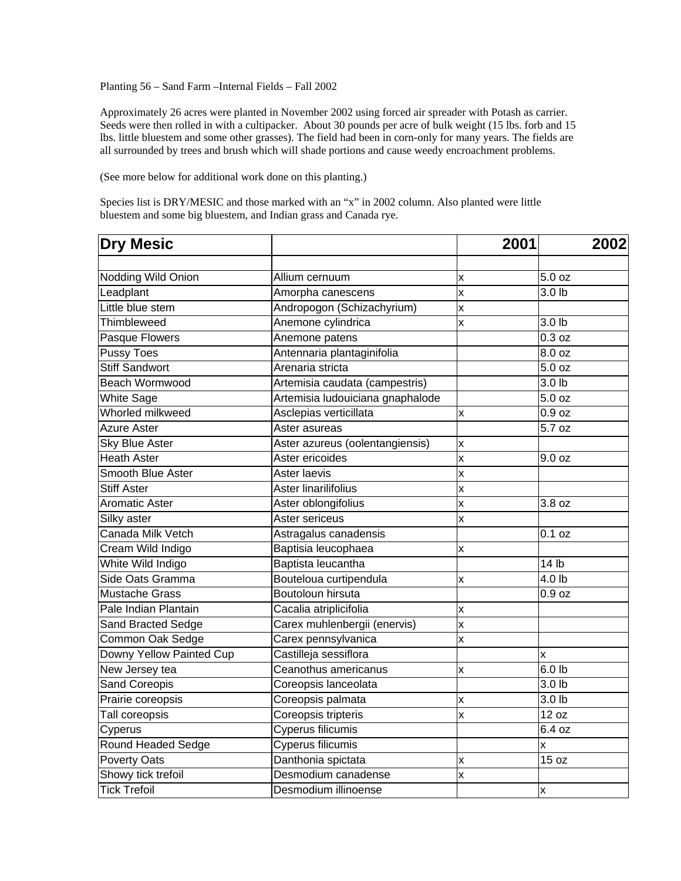Planting 56 – Sand Farm –Internal Fields – Fall 2002

Approximately 26 acres were planted in November 2002 using forced air spreader with Potash as carrier. Seeds were then rolled in with a cultipacker. About 30 pounds per acre of bulk weight (15 lbs. forb and 15 lbs. little bluestem and some other grasses). The field had been in corn-only for many years. The fields are all surrounded by trees and brush which will shade portions and cause weedy encroachment problems.

(See more below for additional work done on this planting.)

Species list is DRY/MESIC and those marked with an "x" in 2002 column. Also planted were little bluestem and some big bluestem, and Indian grass and Canada rye.

| Dry Mesic | | 2001 | 2002 |
|---|---|---|---|
| | | | |
| Nodding Wild Onion | Allium cernuum | x | 5.0 oz |
| Leadplant | Amorpha canescens | x | 3.0 lb |
| Little blue stem | Andropogon (Schizachyrium) | x | |
| Thimbleweed | Anemone cylindrica | x | 3.0 lb |
| Pasque Flowers | Anemone patens | | 0.3 oz |
| Pussy Toes | Antennaria plantaginifolia | | 8.0 oz |
| Stiff Sandwort | Arenaria stricta | | 5.0 oz |
| Beach Wormwood | Artemisia caudata (campestris) | | 3.0 lb |
| White Sage | Artemisia ludouiciana gnaphalode | | 5.0 oz |
| Whorled milkweed | Asclepias verticillata | x | 0.9 oz |
| Azure Aster | Aster asureas | | 5.7 oz |
| Sky Blue Aster | Aster azureus (oolentangiensis) | x | |
| Heath Aster | Aster ericoides | x | 9.0 oz |
| Smooth Blue Aster | Aster laevis | x | |
| Stiff Aster | Aster linarilifolius | x | |
| Aromatic Aster | Aster oblongifolius | x | 3.8 oz |
| Silky aster | Aster sericeus | x | |
| Canada Milk Vetch | Astragalus canadensis | | 0.1 oz |
| Cream Wild Indigo | Baptisia leucophaea | x | |
| White Wild Indigo | Baptista leucantha | | 14 lb |
| Side Oats Gramma | Bouteloua curtipendula | x | 4.0 lb |
| Mustache Grass | Boutoloun hirsuta | | 0.9 oz |
| Pale Indian Plantain | Cacalia atriplicifolia | x | |
| Sand Bracted Sedge | Carex muhlenbergii (enervis) | x | |
| Common Oak Sedge | Carex pennsylvanica | x | |
| Downy Yellow Painted Cup | Castilleja sessiflora | | x |
| New Jersey tea | Ceanothus americanus | x | 6.0 lb |
| Sand Coreopsis | Coreopsis lanceolata | | 3.0 lb |
| Prairie coreopsis | Coreopsis palmata | x | 3.0 lb |
| Tall coreopsis | Coreopsis tripteris | x | 12 oz |
| Cyperus | Cyperus filicumis | | 6.4 oz |
| Round Headed Sedge | Cyperus filicumis | | x |
| Poverty Oats | Danthonia spictata | x | 15 oz |
| Showy tick trefoil | Desmodium canadense | x | |
| Tick Trefoil | Desmodium illinoense | | x |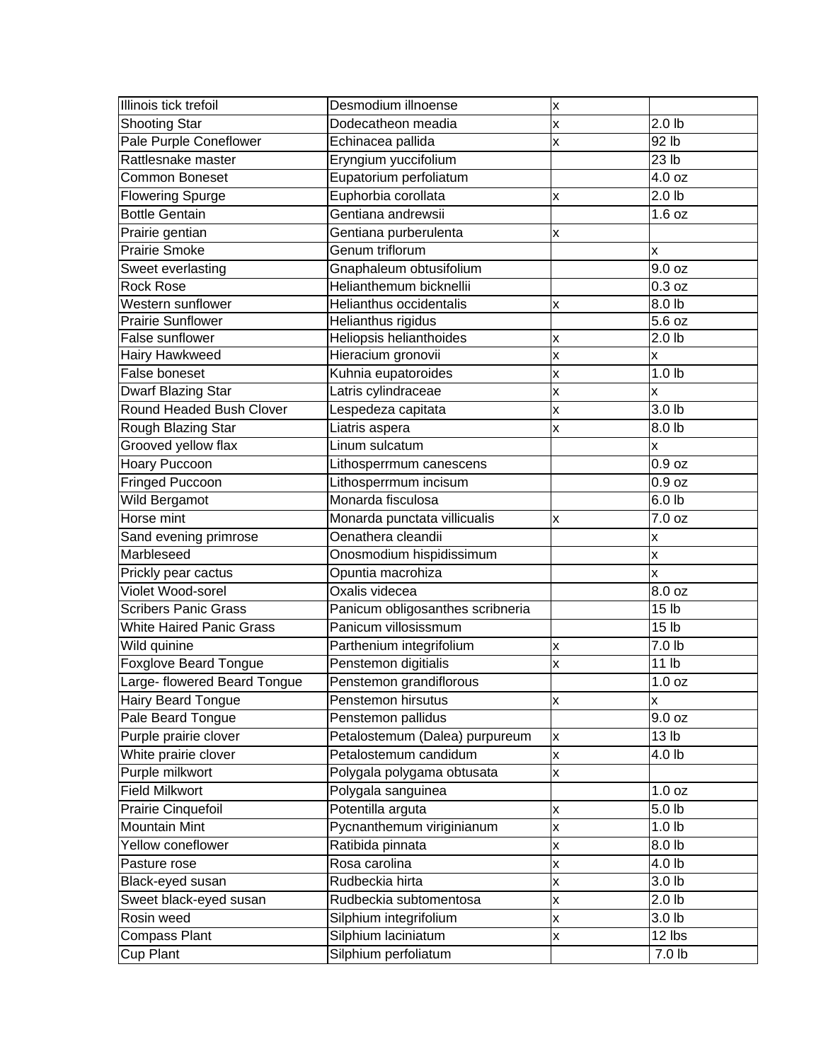| | | | |
|---|---|---|---|
| Illinois tick trefoil | Desmodium illnoense | x | |
| Shooting Star | Dodecatheon meadia | x | 2.0 lb |
| Pale Purple Coneflower | Echinacea pallida | x | 92 lb |
| Rattlesnake master | Eryngium yuccifolium | | 23 lb |
| Common Boneset | Eupatorium perfoliatum | | 4.0 oz |
| Flowering Spurge | Euphorbia corollata | x | 2.0 lb |
| Bottle Gentain | Gentiana andrewsii | | 1.6 oz |
| Prairie gentian | Gentiana purberulenta | x | |
| Prairie Smoke | Genum triflorum | | x |
| Sweet everlasting | Gnaphaleum obtusifolium | | 9.0 oz |
| Rock Rose | Helianthemum bicknellii | | 0.3 oz |
| Western sunflower | Helianthus occidentalis | x | 8.0 lb |
| Prairie Sunflower | Helianthus rigidus | | 5.6 oz |
| False sunflower | Heliopsis helianthoides | x | 2.0 lb |
| Hairy Hawkweed | Hieracium gronovii | x | x |
| False boneset | Kuhnia eupatoroides | x | 1.0 lb |
| Dwarf Blazing Star | Latris cylindraceae | x | x |
| Round Headed Bush Clover | Lespedeza capitata | x | 3.0 lb |
| Rough Blazing Star | Liatris aspera | x | 8.0 lb |
| Grooved yellow flax | Linum sulcatum | | x |
| Hoary Puccoon | Lithosperrmum canescens | | 0.9 oz |
| Fringed Puccoon | Lithosperrmum incisum | | 0.9 oz |
| Wild Bergamot | Monarda fisculosa | | 6.0 lb |
| Horse mint | Monarda punctata villicualis | x | 7.0 oz |
| Sand evening primrose | Oenathera cleandii | | x |
| Marbleseed | Onosmodium hispidissimum | | x |
| Prickly pear cactus | Opuntia macrohiza | | x |
| Violet Wood-sorel | Oxalis videcea | | 8.0 oz |
| Scribers Panic Grass | Panicum obligosanthes scribneria | | 15 lb |
| White Haired Panic Grass | Panicum villosissmum | | 15 lb |
| Wild quinine | Parthenium integrifolium | x | 7.0 lb |
| Foxglove Beard Tongue | Penstemon digitialis | x | 11 lb |
| Large- flowered Beard Tongue | Penstemon grandiflorous | | 1.0 oz |
| Hairy Beard Tongue | Penstemon hirsutus | x | x |
| Pale Beard Tongue | Penstemon pallidus | | 9.0 oz |
| Purple prairie clover | Petalostemum (Dalea) purpureum | x | 13 lb |
| White prairie clover | Petalostemum candidum | x | 4.0 lb |
| Purple milkwort | Polygala polygama obtusata | x | |
| Field Milkwort | Polygala sanguinea | | 1.0 oz |
| Prairie Cinquefoil | Potentilla arguta | x | 5.0 lb |
| Mountain Mint | Pycnanthemum viriginianum | x | 1.0 lb |
| Yellow coneflower | Ratibida pinnata | x | 8.0 lb |
| Pasture rose | Rosa carolina | x | 4.0 lb |
| Black-eyed susan | Rudbeckia hirta | x | 3.0 lb |
| Sweet black-eyed susan | Rudbeckia subtomentosa | x | 2.0 lb |
| Rosin weed | Silphium integrifolium | x | 3.0 lb |
| Compass Plant | Silphium laciniatum | x | 12 lbs |
| Cup Plant | Silphium perfoliatum | | 7.0 lb |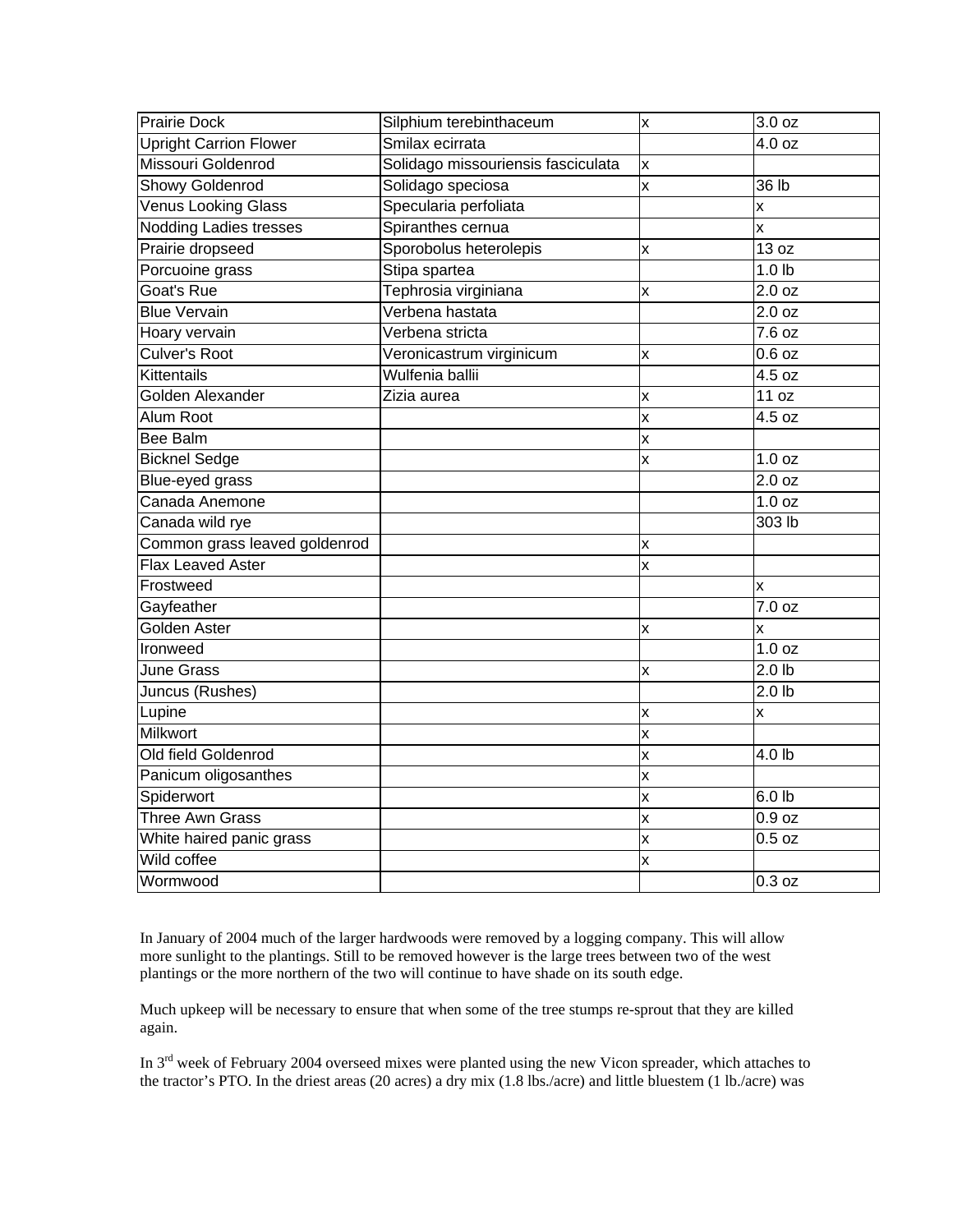| | | | |
|---|---|---|---|
| Prairie Dock | Silphium terebinthaceum | x | 3.0 oz |
| Upright Carrion Flower | Smilax ecirrata | | 4.0 oz |
| Missouri Goldenrod | Solidago missouriensis fasciculata | x | |
| Showy Goldenrod | Solidago speciosa | x | 36 lb |
| Venus Looking Glass | Specularia perfoliata | | x |
| Nodding Ladies tresses | Spiranthes cernua | | x |
| Prairie dropseed | Sporobolus heterolepis | x | 13 oz |
| Porcuoine grass | Stipa spartea | | 1.0 lb |
| Goat's Rue | Tephrosia virginiana | x | 2.0 oz |
| Blue Vervain | Verbena hastata | | 2.0 oz |
| Hoary vervain | Verbena stricta | | 7.6 oz |
| Culver's Root | Veronicastrum virginicum | x | 0.6 oz |
| Kittentails | Wulfenia ballii | | 4.5 oz |
| Golden Alexander | Zizia aurea | x | 11 oz |
| Alum Root | | x | 4.5 oz |
| Bee Balm | | x | |
| Bicknel Sedge | | x | 1.0 oz |
| Blue-eyed grass | | | 2.0 oz |
| Canada Anemone | | | 1.0 oz |
| Canada wild rye | | | 303 lb |
| Common grass leaved goldenrod | | x | |
| Flax Leaved Aster | | x | |
| Frostweed | | | x |
| Gayfeather | | | 7.0 oz |
| Golden Aster | | x | x |
| Ironweed | | | 1.0 oz |
| June Grass | | x | 2.0 lb |
| Juncus (Rushes) | | | 2.0 lb |
| Lupine | | x | x |
| Milkwort | | x | |
| Old field Goldenrod | | x | 4.0 lb |
| Panicum oligosanthes | | x | |
| Spiderwort | | x | 6.0 lb |
| Three Awn Grass | | x | 0.9 oz |
| White haired panic grass | | x | 0.5 oz |
| Wild coffee | | x | |
| Wormwood | | | 0.3 oz |

In January of 2004 much of the larger hardwoods were removed by a logging company. This will allow more sunlight to the plantings. Still to be removed however is the large trees between two of the west plantings or the more northern of the two will continue to have shade on its south edge.

Much upkeep will be necessary to ensure that when some of the tree stumps re-sprout that they are killed again.

In 3rd week of February 2004 overseed mixes were planted using the new Vicon spreader, which attaches to the tractor's PTO. In the driest areas (20 acres) a dry mix (1.8 lbs./acre) and little bluestem (1 lb./acre) was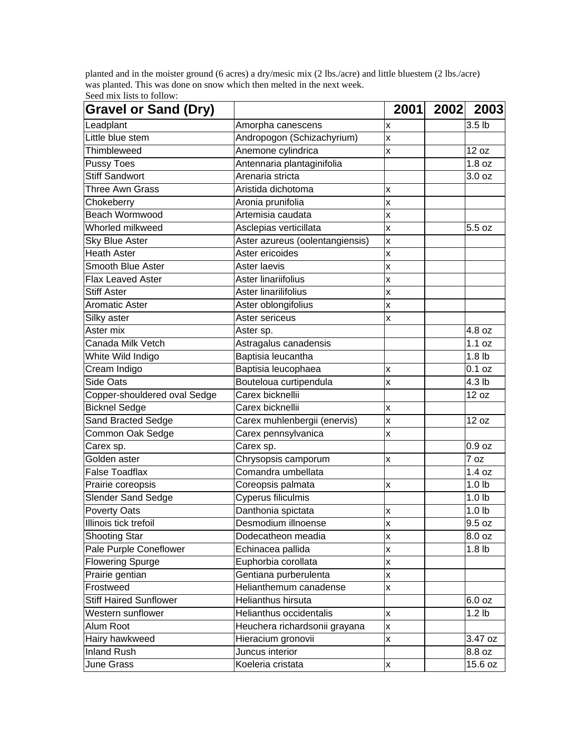planted and in the moister ground (6 acres) a dry/mesic mix (2 lbs./acre) and little bluestem (2 lbs./acre) was planted. This was done on snow which then melted in the next week.
Seed mix lists to follow:

| **Gravel or Sand (Dry)** | | **2001** | **2002** | **2003** |
|---|---|---|---|---|
| Leadplant | Amorpha canescens | x | | 3.5 lb |
| Little blue stem | Andropogon (Schizachyrium) | x | | |
| Thimbleweed | Anemone cylindrica | x | | 12 oz |
| Pussy Toes | Antennaria plantaginifolia | | | 1.8 oz |
| Stiff Sandwort | Arenaria stricta | | | 3.0 oz |
| Three Awn Grass | Aristida dichotoma | x | | |
| Chokeberry | Aronia prunifolia | x | | |
| Beach Wormwood | Artemisia caudata | x | | |
| Whorled milkweed | Asclepias verticillata | x | | 5.5 oz |
| Sky Blue Aster | Aster azureus (oolentangiensis) | x | | |
| Heath Aster | Aster ericoides | x | | |
| Smooth Blue Aster | Aster laevis | x | | |
| Flax Leaved Aster | Aster linariifolius | x | | |
| Stiff Aster | Aster linarilifolius | x | | |
| Aromatic Aster | Aster oblongifolius | x | | |
| Silky aster | Aster sericeus | x | | |
| Aster mix | Aster sp. | | | 4.8 oz |
| Canada Milk Vetch | Astragalus canadensis | | | 1.1 oz |
| White Wild Indigo | Baptisia leucantha | | | 1.8 lb |
| Cream Indigo | Baptisia leucophaea | x | | 0.1 oz |
| Side Oats | Bouteloua curtipendula | x | | 4.3 lb |
| Copper-shouldered oval Sedge | Carex bicknellii | | | 12 oz |
| Bicknel Sedge | Carex bicknellii | x | | |
| Sand Bracted Sedge | Carex muhlenbergii (enervis) | x | | 12 oz |
| Common Oak Sedge | Carex pennsylvanica | x | | |
| Carex sp. | Carex sp. | | | 0.9 oz |
| Golden aster | Chrysopsis camporum | x | | 7 oz |
| False Toadflax | Comandra umbellata | | | 1.4 oz |
| Prairie coreopsis | Coreopsis palmata | x | | 1.0 lb |
| Slender Sand Sedge | Cyperus filiculmis | | | 1.0 lb |
| Poverty Oats | Danthonia spictata | x | | 1.0 lb |
| Illinois tick trefoil | Desmodium illnoense | x | | 9.5 oz |
| Shooting Star | Dodecatheon meadia | x | | 8.0 oz |
| Pale Purple Coneflower | Echinacea pallida | x | | 1.8 lb |
| Flowering Spurge | Euphorbia corollata | x | | |
| Prairie gentian | Gentiana purberulenta | x | | |
| Frostweed | Helianthemum canadense | x | | |
| Stiff Haired Sunflower | Helianthus hirsuta | | | 6.0 oz |
| Western sunflower | Helianthus occidentalis | x | | 1.2 lb |
| Alum Root | Heuchera richardsonii grayana | x | | |
| Hairy hawkweed | Hieracium gronovii | x | | 3.47 oz |
| Inland Rush | Juncus interior | | | 8.8 oz |
| June Grass | Koeleria cristata | x | | 15.6 oz |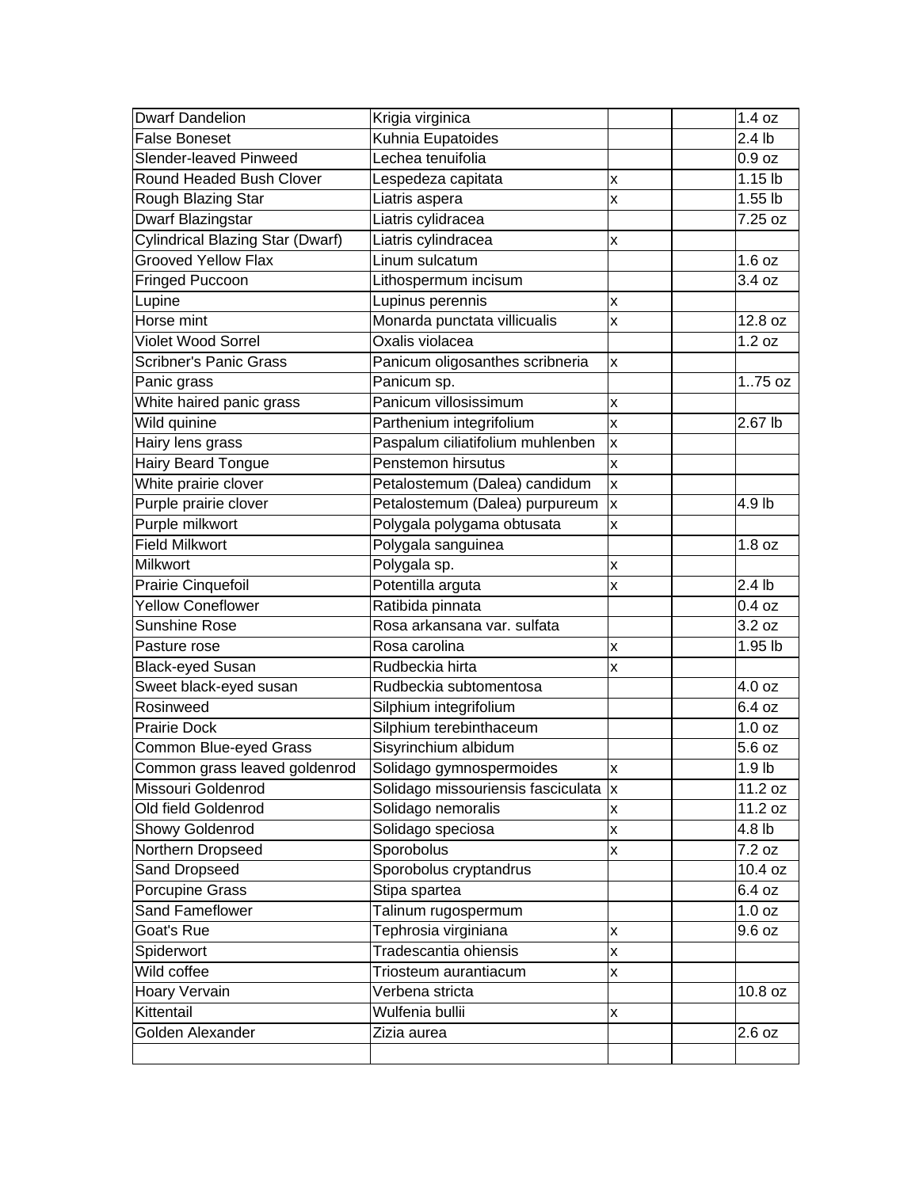| | | | | |
|---|---|---|---|---|
| Dwarf Dandelion | Krigia virginica | | | 1.4 oz |
| False Boneset | Kuhnia Eupatoides | | | 2.4 lb |
| Slender-leaved Pinweed | Lechea tenuifolia | | | 0.9 oz |
| Round Headed Bush Clover | Lespedeza capitata | x | | 1.15 lb |
| Rough Blazing Star | Liatris aspera | x | | 1.55 lb |
| Dwarf Blazingstar | Liatris cylidracea | | | 7.25 oz |
| Cylindrical Blazing Star (Dwarf) | Liatris cylindracea | x | | |
| Grooved Yellow Flax | Linum sulcatum | | | 1.6 oz |
| Fringed Puccoon | Lithospermum incisum | | | 3.4 oz |
| Lupine | Lupinus perennis | x | | |
| Horse mint | Monarda punctata villicualis | x | | 12.8 oz |
| Violet Wood Sorrel | Oxalis violacea | | | 1.2 oz |
| Scribner's Panic Grass | Panicum oligosanthes scribneria | x | | |
| Panic grass | Panicum sp. | | | 1..75 oz |
| White haired panic grass | Panicum villosissimum | x | | |
| Wild quinine | Parthenium integrifolium | x | | 2.67 lb |
| Hairy lens grass | Paspalum ciliatifolium muhlenben | x | | |
| Hairy Beard Tongue | Penstemon hirsutus | x | | |
| White prairie clover | Petalostemum (Dalea) candidum | x | | |
| Purple prairie clover | Petalostemum (Dalea) purpureum | x | | 4.9 lb |
| Purple milkwort | Polygala polygama obtusata | x | | |
| Field Milkwort | Polygala sanguinea | | | 1.8 oz |
| Milkwort | Polygala sp. | x | | |
| Prairie Cinquefoil | Potentilla arguta | x | | 2.4 lb |
| Yellow Coneflower | Ratibida pinnata | | | 0.4 oz |
| Sunshine Rose | Rosa arkansana var. sulfata | | | 3.2 oz |
| Pasture rose | Rosa carolina | x | | 1.95 lb |
| Black-eyed Susan | Rudbeckia hirta | x | | |
| Sweet black-eyed susan | Rudbeckia subtomentosa | | | 4.0 oz |
| Rosinweed | Silphium integrifolium | | | 6.4 oz |
| Prairie Dock | Silphium terebinthaceum | | | 1.0 oz |
| Common Blue-eyed Grass | Sisyrinchium albidum | | | 5.6 oz |
| Common grass leaved goldenrod | Solidago gymnospermoides | x | | 1.9 lb |
| Missouri Goldenrod | Solidago missouriensis fasciculata | x | | 11.2 oz |
| Old field Goldenrod | Solidago nemoralis | x | | 11.2 oz |
| Showy Goldenrod | Solidago speciosa | x | | 4.8 lb |
| Northern Dropseed | Sporobolus | x | | 7.2 oz |
| Sand Dropseed | Sporobolus cryptandrus | | | 10.4 oz |
| Porcupine Grass | Stipa spartea | | | 6.4 oz |
| Sand Fameflower | Talinum rugospermum | | | 1.0 oz |
| Goat's Rue | Tephrosia virginiana | x | | 9.6 oz |
| Spiderwort | Tradescantia ohiensis | x | | |
| Wild coffee | Triosteum aurantiacum | x | | |
| Hoary Vervain | Verbena stricta | | | 10.8 oz |
| Kittentail | Wulfenia bullii | x | | |
| Golden Alexander | Zizia aurea | | | 2.6 oz |
| | | | | |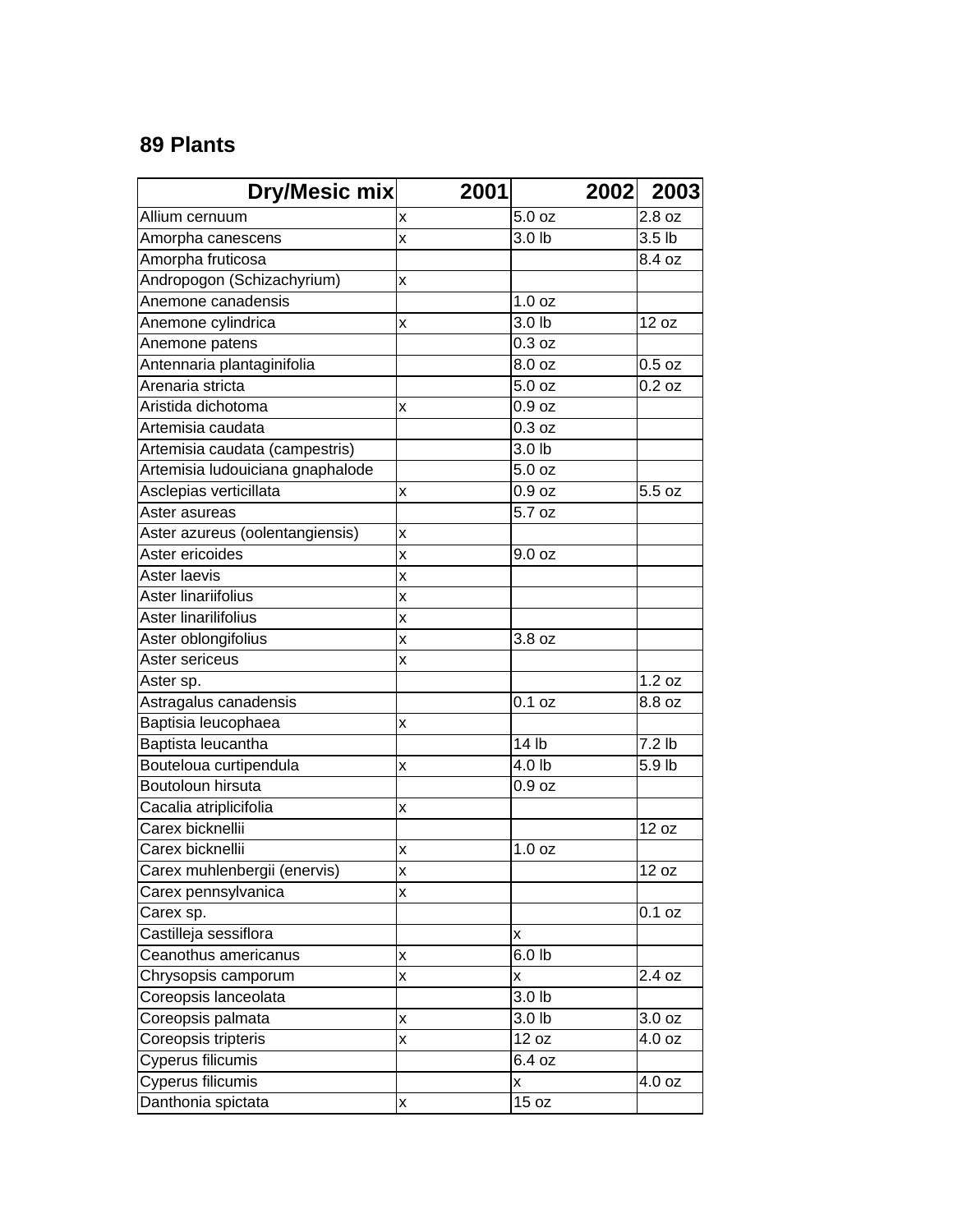## 89 Plants

| Dry/Mesic mix | 2001 | 2002 | 2003 |
|---|---|---|---|
| Allium cernuum | x | 5.0 oz | 2.8 oz |
| Amorpha canescens | x | 3.0 lb | 3.5 lb |
| Amorpha fruticosa | | | 8.4 oz |
| Andropogon (Schizachyrium) | x | | |
| Anemone canadensis | | 1.0 oz | |
| Anemone cylindrica | x | 3.0 lb | 12 oz |
| Anemone patens | | 0.3 oz | |
| Antennaria plantaginifolia | | 8.0 oz | 0.5 oz |
| Arenaria stricta | | 5.0 oz | 0.2 oz |
| Aristida dichotoma | x | 0.9 oz | |
| Artemisia caudata | | 0.3 oz | |
| Artemisia caudata (campestris) | | 3.0 lb | |
| Artemisia ludouiciana gnaphalode | | 5.0 oz | |
| Asclepias verticillata | x | 0.9 oz | 5.5 oz |
| Aster asureas | | 5.7 oz | |
| Aster azureus (oolentangiensis) | x | | |
| Aster ericoides | x | 9.0 oz | |
| Aster laevis | x | | |
| Aster linariifolius | x | | |
| Aster linarilifolius | x | | |
| Aster oblongifolius | x | 3.8 oz | |
| Aster sericeus | x | | |
| Aster sp. | | | 1.2 oz |
| Astragalus canadensis | | 0.1 oz | 8.8 oz |
| Baptisia leucophaea | x | | |
| Baptista leucantha | | 14 lb | 7.2 lb |
| Bouteloua curtipendula | x | 4.0 lb | 5.9 lb |
| Boutoloun hirsuta | | 0.9 oz | |
| Cacalia atriplicifolia | x | | |
| Carex bicknellii | | | 12 oz |
| Carex bicknellii | x | 1.0 oz | |
| Carex muhlenbergii (enervis) | x | | 12 oz |
| Carex pennsylvanica | x | | |
| Carex sp. | | | 0.1 oz |
| Castilleja sessiflora | | x | |
| Ceanothus americanus | x | 6.0 lb | |
| Chrysopsis camporum | x | x | 2.4 oz |
| Coreopsis lanceolata | | 3.0 lb | |
| Coreopsis palmata | x | 3.0 lb | 3.0 oz |
| Coreopsis tripteris | x | 12 oz | 4.0 oz |
| Cyperus filicumis | | 6.4 oz | |
| Cyperus filicumis | | x | 4.0 oz |
| Danthonia spictata | x | 15 oz | |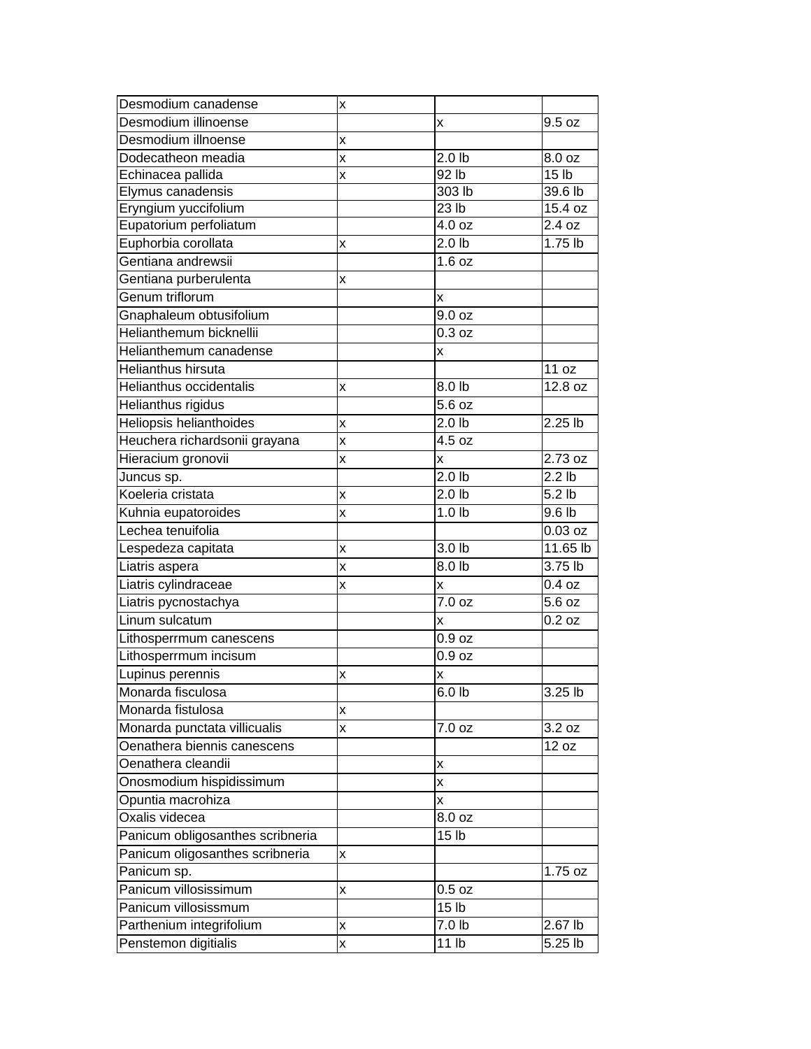| | | | |
|---|---|---|---|
| Desmodium canadense | x | | |
| Desmodium illinoense | | x | 9.5 oz |
| Desmodium illnoense | x | | |
| Dodecatheon meadia | x | 2.0 lb | 8.0 oz |
| Echinacea pallida | x | 92 lb | 15 lb |
| Elymus canadensis | | 303 lb | 39.6 lb |
| Eryngium yuccifolium | | 23 lb | 15.4 oz |
| Eupatorium perfoliatum | | 4.0 oz | 2.4 oz |
| Euphorbia corollata | x | 2.0 lb | 1.75 lb |
| Gentiana andrewsii | | 1.6 oz | |
| Gentiana purberulenta | x | | |
| Genum triflorum | | x | |
| Gnaphaleum obtusifolium | | 9.0 oz | |
| Helianthemum bicknellii | | 0.3 oz | |
| Helianthemum canadense | | x | |
| Helianthus hirsuta | | | 11 oz |
| Helianthus occidentalis | x | 8.0 lb | 12.8 oz |
| Helianthus rigidus | | 5.6 oz | |
| Heliopsis helianthoides | x | 2.0 lb | 2.25 lb |
| Heuchera richardsonii grayana | x | 4.5 oz | |
| Hieracium gronovii | x | x | 2.73 oz |
| Juncus sp. | | 2.0 lb | 2.2 lb |
| Koeleria cristata | x | 2.0 lb | 5.2 lb |
| Kuhnia eupatoroides | x | 1.0 lb | 9.6 lb |
| Lechea tenuifolia | | | 0.03 oz |
| Lespedeza capitata | x | 3.0 lb | 11.65 lb |
| Liatris aspera | x | 8.0 lb | 3.75 lb |
| Liatris cylindraceae | x | x | 0.4 oz |
| Liatris pycnostachya | | 7.0 oz | 5.6 oz |
| Linum sulcatum | | x | 0.2 oz |
| Lithosperrmum canescens | | 0.9 oz | |
| Lithosperrmum incisum | | 0.9 oz | |
| Lupinus perennis | x | x | |
| Monarda fisculosa | | 6.0 lb | 3.25 lb |
| Monarda fistulosa | x | | |
| Monarda punctata villicualis | x | 7.0 oz | 3.2 oz |
| Oenathera biennis canescens | | | 12 oz |
| Oenathera cleandii | | x | |
| Onosmodium hispidissimum | | x | |
| Opuntia macrohiza | | x | |
| Oxalis videcea | | 8.0 oz | |
| Panicum obligosanthes scribneria | | 15 lb | |
| Panicum oligosanthes scribneria | x | | |
| Panicum sp. | | | 1.75 oz |
| Panicum villosissimum | x | 0.5 oz | |
| Panicum villosissmum | | 15 lb | |
| Parthenium integrifolium | x | 7.0 lb | 2.67 lb |
| Penstemon digitialis | x | 11 lb | 5.25 lb |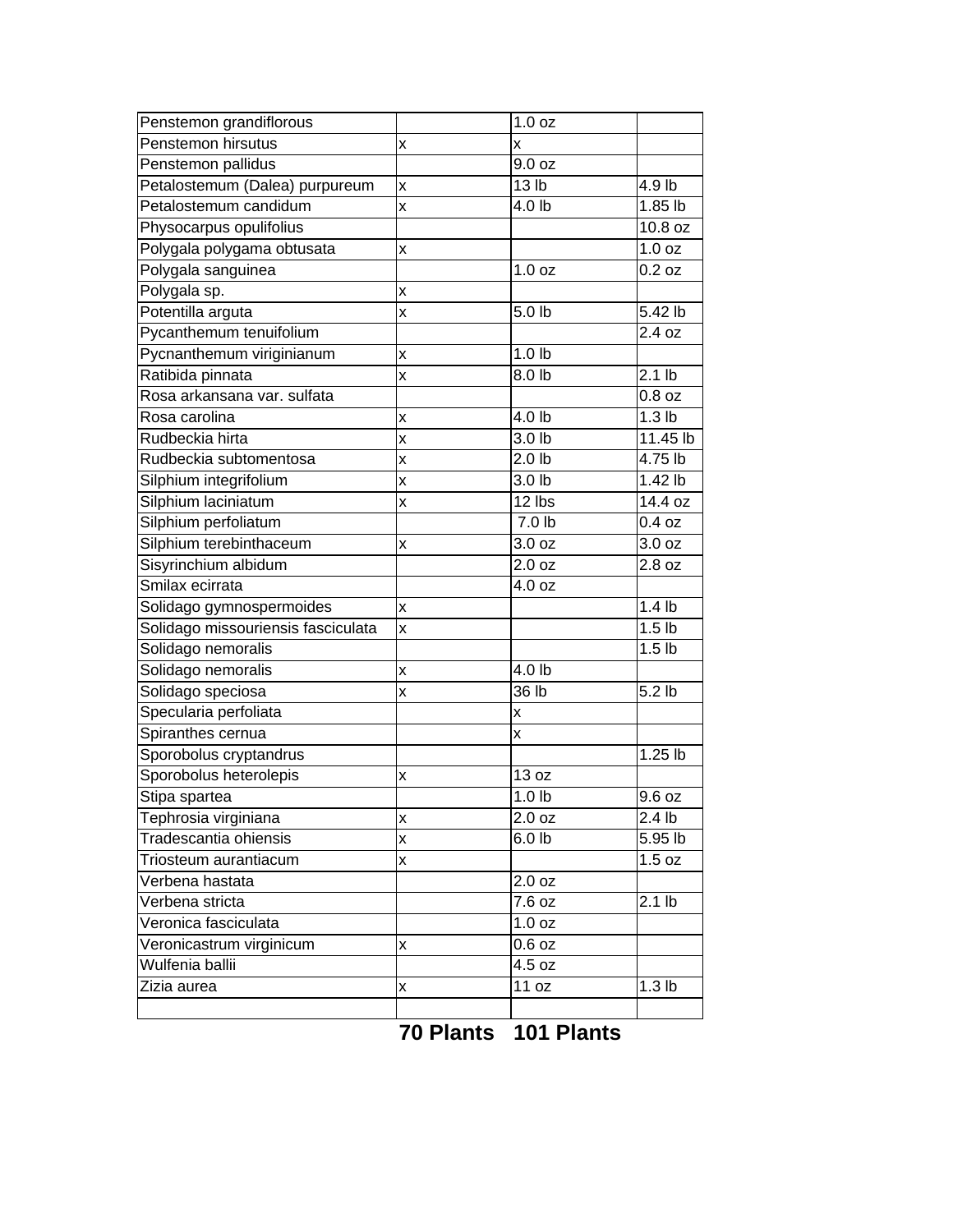| | | | |
|---|---|---|---|
| Penstemon grandiflorous | | 1.0 oz | |
| Penstemon hirsutus | x | x | |
| Penstemon pallidus | | 9.0 oz | |
| Petalostemum (Dalea) purpureum | x | 13 lb | 4.9 lb |
| Petalostemum candidum | x | 4.0 lb | 1.85 lb |
| Physocarpus opulifolius | | | 10.8 oz |
| Polygala polygama obtusata | x | | 1.0 oz |
| Polygala sanguinea | | 1.0 oz | 0.2 oz |
| Polygala sp. | x | | |
| Potentilla arguta | x | 5.0 lb | 5.42 lb |
| Pycanthemum tenuifolium | | | 2.4 oz |
| Pycnanthemum viriginianum | x | 1.0 lb | |
| Ratibida pinnata | x | 8.0 lb | 2.1 lb |
| Rosa arkansana var. sulfata | | | 0.8 oz |
| Rosa carolina | x | 4.0 lb | 1.3 lb |
| Rudbeckia hirta | x | 3.0 lb | 11.45 lb |
| Rudbeckia subtomentosa | x | 2.0 lb | 4.75 lb |
| Silphium integrifolium | x | 3.0 lb | 1.42 lb |
| Silphium laciniatum | x | 12 lbs | 14.4 oz |
| Silphium perfoliatum | | 7.0 lb | 0.4 oz |
| Silphium terebinthaceum | x | 3.0 oz | 3.0 oz |
| Sisyrinchium albidum | | 2.0 oz | 2.8 oz |
| Smilax ecirrata | | 4.0 oz | |
| Solidago gymnospermoides | x | | 1.4 lb |
| Solidago missouriensis fasciculata | x | | 1.5 lb |
| Solidago nemoralis | | | 1.5 lb |
| Solidago nemoralis | x | 4.0 lb | |
| Solidago speciosa | x | 36 lb | 5.2 lb |
| Specularia perfoliata | | x | |
| Spiranthes cernua | | x | |
| Sporobolus cryptandrus | | | 1.25 lb |
| Sporobolus heterolepis | x | 13 oz | |
| Stipa spartea | | 1.0 lb | 9.6 oz |
| Tephrosia virginiana | x | 2.0 oz | 2.4 lb |
| Tradescantia ohiensis | x | 6.0 lb | 5.95 lb |
| Triosteum aurantiacum | x | | 1.5 oz |
| Verbena hastata | | 2.0 oz | |
| Verbena stricta | | 7.6 oz | 2.1 lb |
| Veronica fasciculata | | 1.0 oz | |
| Veronicastrum virginicum | x | 0.6 oz | |
| Wulfenia ballii | | 4.5 oz | |
| Zizia aurea | x | 11 oz | 1.3 lb |
| | | | |
| | **70 Plants** | **101 Plants** | |